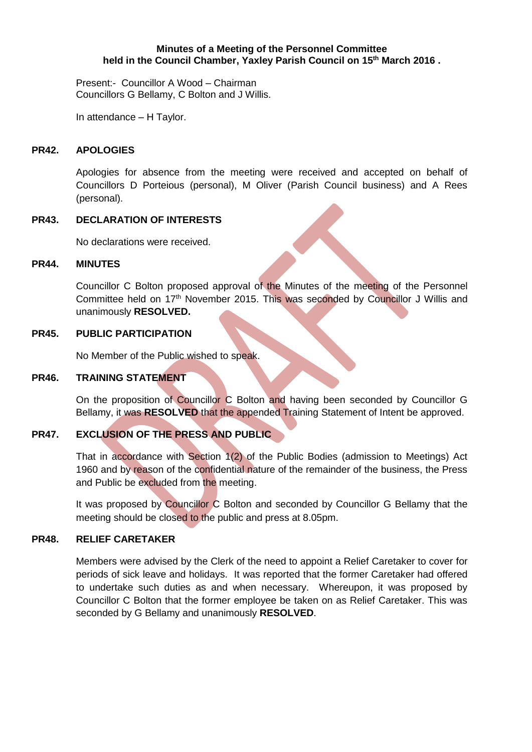**Minutes of a Meeting of the Personnel Committee held in the Council Chamber, Yaxley Parish Council on 15th March 2016 .**

Present:- Councillor A Wood – Chairman
Councillors G Bellamy, C Bolton and J Willis.

In attendance – H Taylor.

**PR42. APOLOGIES**

Apologies for absence from the meeting were received and accepted on behalf of Councillors D Porteious (personal), M Oliver (Parish Council business) and A Rees (personal).

**PR43. DECLARATION OF INTERESTS**

No declarations were received.

**PR44. MINUTES**

Councillor C Bolton proposed approval of the Minutes of the meeting of the Personnel Committee held on 17th November 2015. This was seconded by Councillor J Willis and unanimously **RESOLVED.**

**PR45. PUBLIC PARTICIPATION**

No Member of the Public wished to speak.

**PR46. TRAINING STATEMENT**

On the proposition of Councillor C Bolton and having been seconded by Councillor G Bellamy, it was **RESOLVED** that the appended Training Statement of Intent be approved.

**PR47. EXCLUSION OF THE PRESS AND PUBLIC**

That in accordance with Section 1(2) of the Public Bodies (admission to Meetings) Act 1960 and by reason of the confidential nature of the remainder of the business, the Press and Public be excluded from the meeting.

It was proposed by Councillor C Bolton and seconded by Councillor G Bellamy that the meeting should be closed to the public and press at 8.05pm.

**PR48. RELIEF CARETAKER**

Members were advised by the Clerk of the need to appoint a Relief Caretaker to cover for periods of sick leave and holidays. It was reported that the former Caretaker had offered to undertake such duties as and when necessary. Whereupon, it was proposed by Councillor C Bolton that the former employee be taken on as Relief Caretaker. This was seconded by G Bellamy and unanimously **RESOLVED**.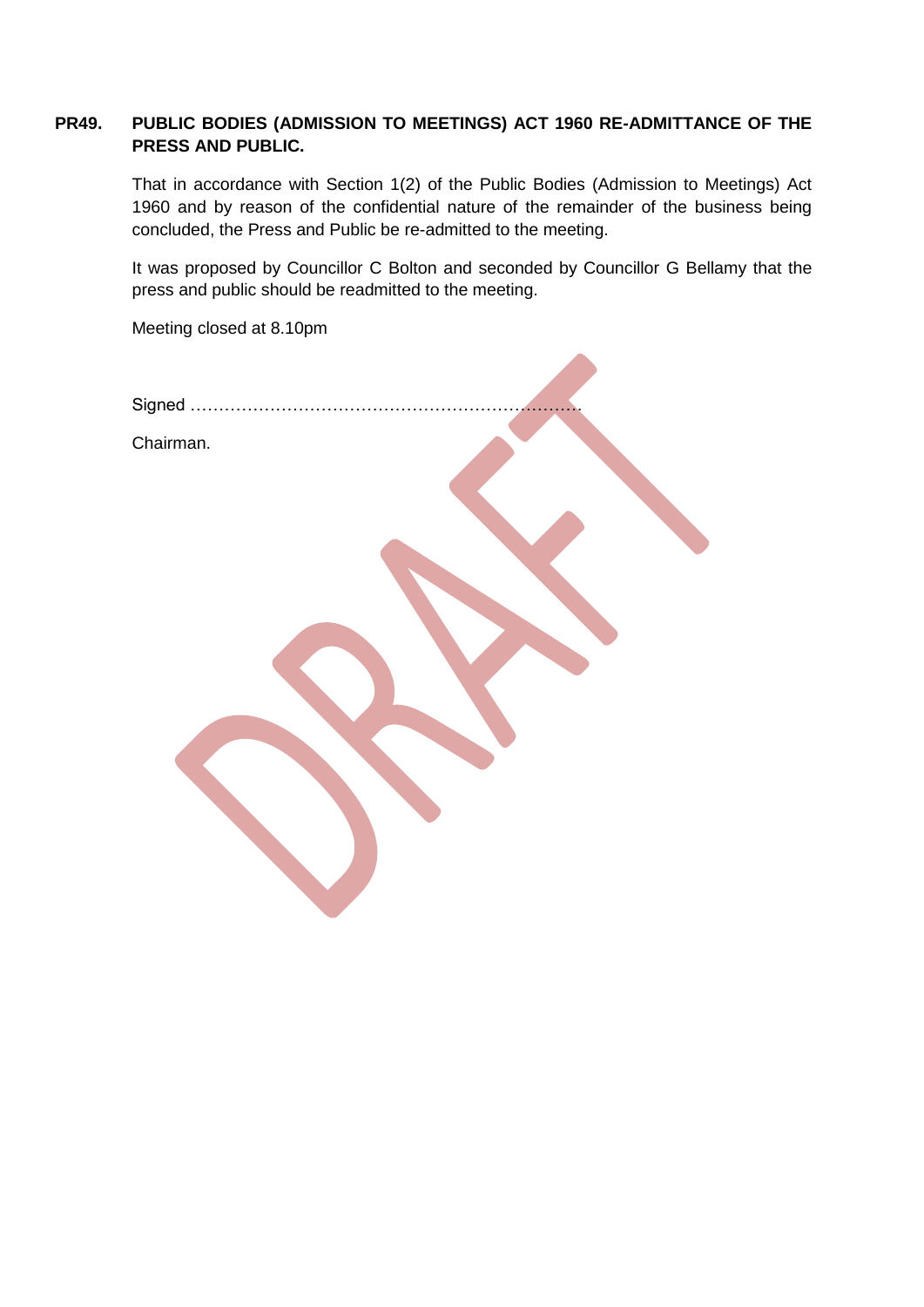**PR49. PUBLIC BODIES (ADMISSION TO MEETINGS) ACT 1960 RE-ADMITTANCE OF THE PRESS AND PUBLIC.**

That in accordance with Section 1(2) of the Public Bodies (Admission to Meetings) Act 1960 and by reason of the confidential nature of the remainder of the business being concluded, the Press and Public be re-admitted to the meeting.

It was proposed by Councillor C Bolton and seconded by Councillor G Bellamy that the press and public should be readmitted to the meeting.

Meeting closed at 8.10pm

Signed ……………………………………………………………

Chairman.

DRAFT